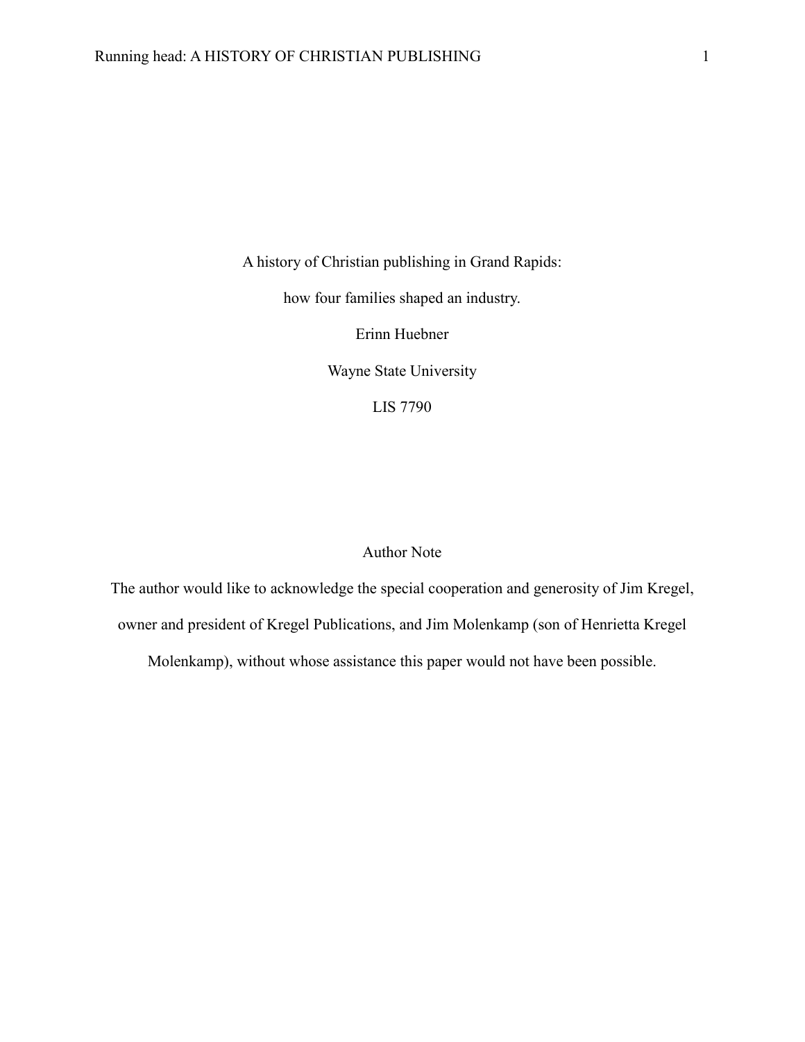# A history of Christian publishing in Grand Rapids:

# how four families shaped an industry.

Erinn Huebner

Wayne State University

LIS 7790

## Author Note

The author would like to acknowledge the special cooperation and generosity of Jim Kregel, owner and president of Kregel Publications, and Jim Molenkamp (son of Henrietta Kregel Molenkamp), without whose assistance this paper would not have been possible.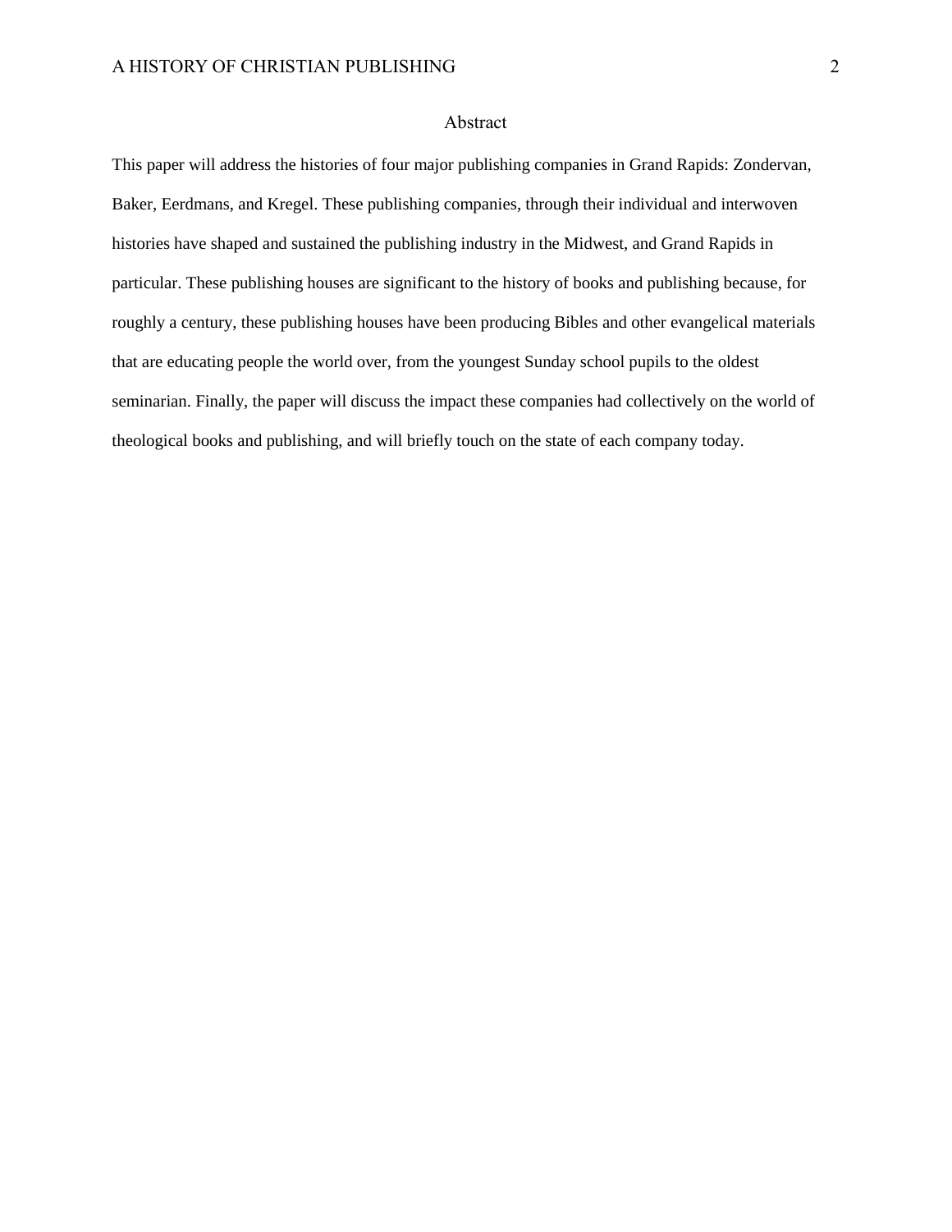# Abstract

This paper will address the histories of four major publishing companies in Grand Rapids: Zondervan, Baker, Eerdmans, and Kregel. These publishing companies, through their individual and interwoven histories have shaped and sustained the publishing industry in the Midwest, and Grand Rapids in particular. These publishing houses are significant to the history of books and publishing because, for roughly a century, these publishing houses have been producing Bibles and other evangelical materials that are educating people the world over, from the youngest Sunday school pupils to the oldest seminarian. Finally, the paper will discuss the impact these companies had collectively on the world of theological books and publishing, and will briefly touch on the state of each company today.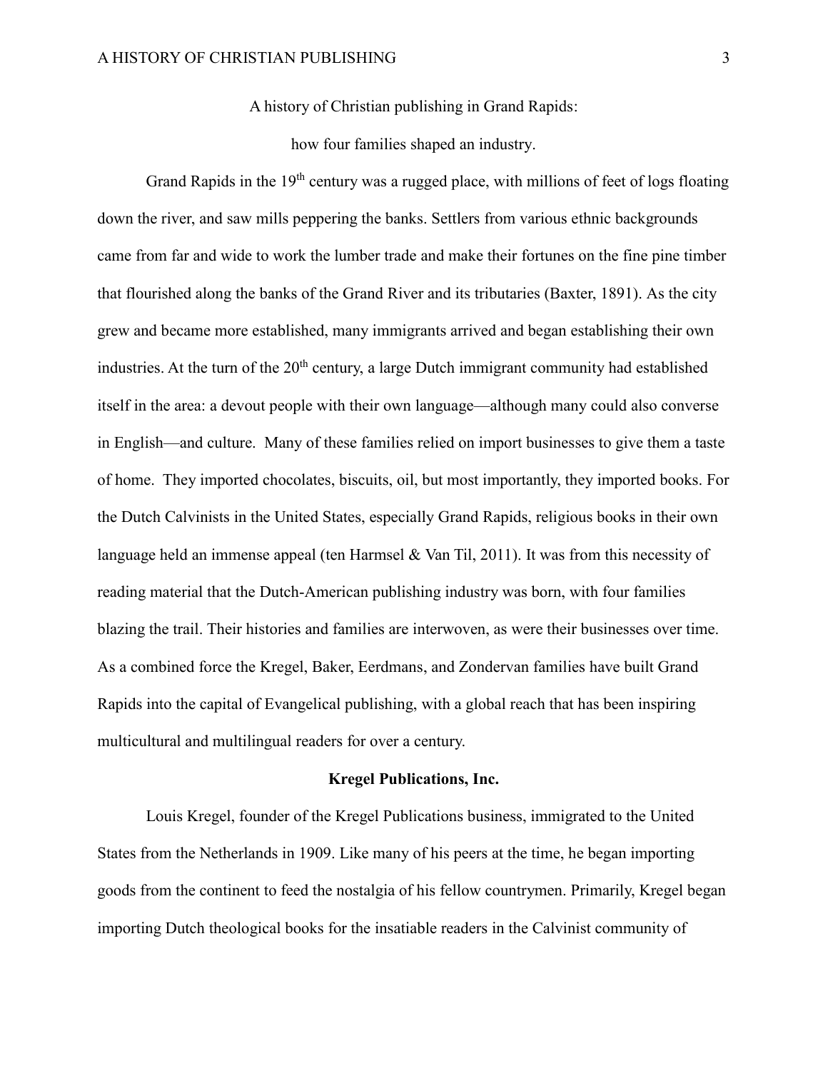A history of Christian publishing in Grand Rapids:

how four families shaped an industry.

Grand Rapids in the 19th century was a rugged place, with millions of feet of logs floating down the river, and saw mills peppering the banks. Settlers from various ethnic backgrounds came from far and wide to work the lumber trade and make their fortunes on the fine pine timber that flourished along the banks of the Grand River and its tributaries (Baxter, 1891). As the city grew and became more established, many immigrants arrived and began establishing their own industries. At the turn of the 20th century, a large Dutch immigrant community had established itself in the area: a devout people with their own language—although many could also converse in English—and culture. Many of these families relied on import businesses to give them a taste of home. They imported chocolates, biscuits, oil, but most importantly, they imported books. For the Dutch Calvinists in the United States, especially Grand Rapids, religious books in their own language held an immense appeal (ten Harmsel & Van Til, 2011). It was from this necessity of reading material that the Dutch-American publishing industry was born, with four families blazing the trail. Their histories and families are interwoven, as were their businesses over time. As a combined force the Kregel, Baker, Eerdmans, and Zondervan families have built Grand Rapids into the capital of Evangelical publishing, with a global reach that has been inspiring multicultural and multilingual readers for over a century.

**Kregel Publications, Inc.**

Louis Kregel, founder of the Kregel Publications business, immigrated to the United States from the Netherlands in 1909. Like many of his peers at the time, he began importing goods from the continent to feed the nostalgia of his fellow countrymen. Primarily, Kregel began importing Dutch theological books for the insatiable readers in the Calvinist community of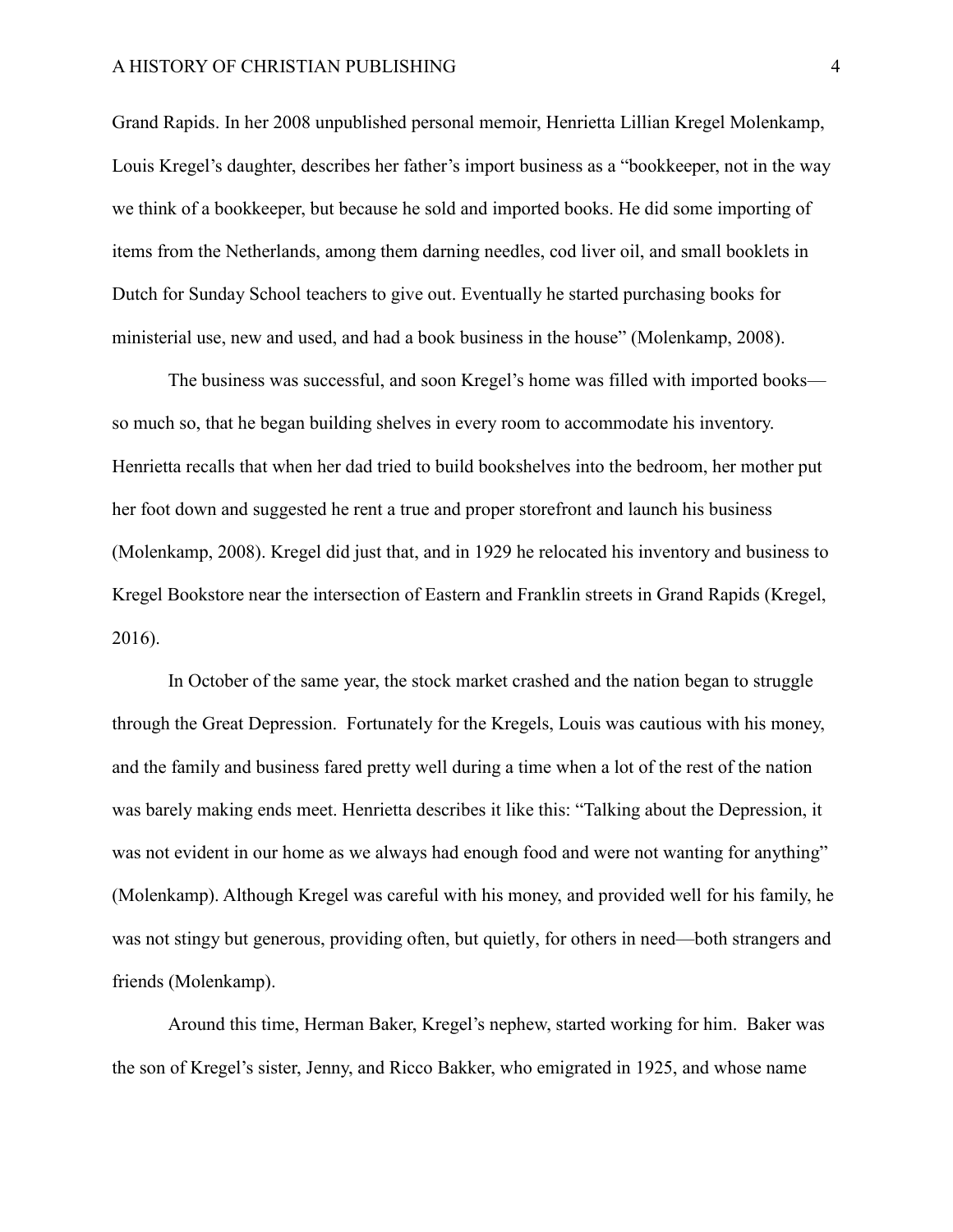Grand Rapids. In her 2008 unpublished personal memoir, Henrietta Lillian Kregel Molenkamp, Louis Kregel's daughter, describes her father's import business as a "bookkeeper, not in the way we think of a bookkeeper, but because he sold and imported books. He did some importing of items from the Netherlands, among them darning needles, cod liver oil, and small booklets in Dutch for Sunday School teachers to give out. Eventually he started purchasing books for ministerial use, new and used, and had a book business in the house" (Molenkamp, 2008).

The business was successful, and soon Kregel's home was filled with imported books—so much so, that he began building shelves in every room to accommodate his inventory. Henrietta recalls that when her dad tried to build bookshelves into the bedroom, her mother put her foot down and suggested he rent a true and proper storefront and launch his business (Molenkamp, 2008). Kregel did just that, and in 1929 he relocated his inventory and business to Kregel Bookstore near the intersection of Eastern and Franklin streets in Grand Rapids (Kregel, 2016).

In October of the same year, the stock market crashed and the nation began to struggle through the Great Depression. Fortunately for the Kregels, Louis was cautious with his money, and the family and business fared pretty well during a time when a lot of the rest of the nation was barely making ends meet. Henrietta describes it like this: "Talking about the Depression, it was not evident in our home as we always had enough food and were not wanting for anything" (Molenkamp). Although Kregel was careful with his money, and provided well for his family, he was not stingy but generous, providing often, but quietly, for others in need—both strangers and friends (Molenkamp).

Around this time, Herman Baker, Kregel's nephew, started working for him. Baker was the son of Kregel's sister, Jenny, and Ricco Bakker, who emigrated in 1925, and whose name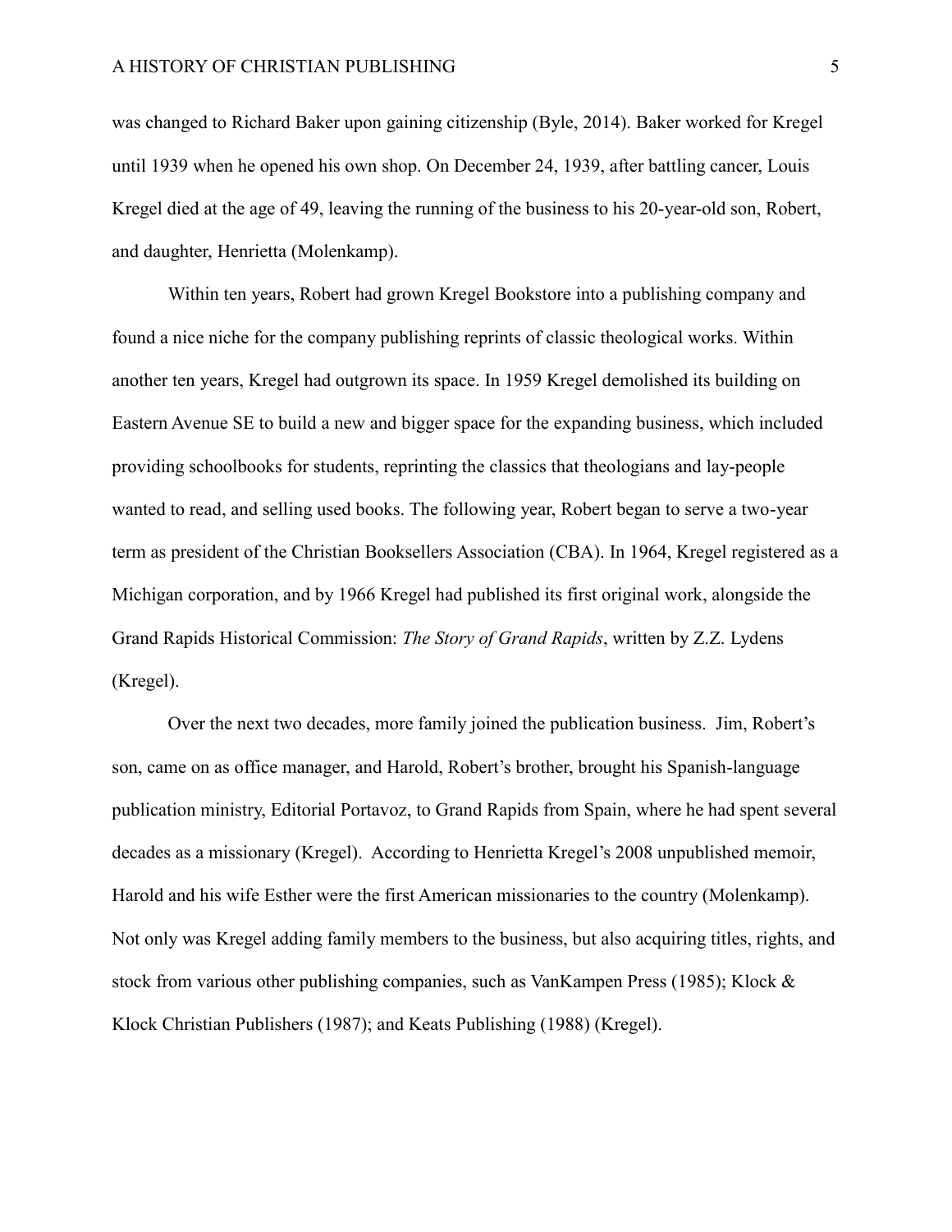was changed to Richard Baker upon gaining citizenship (Byle, 2014). Baker worked for Kregel until 1939 when he opened his own shop. On December 24, 1939, after battling cancer, Louis Kregel died at the age of 49, leaving the running of the business to his 20-year-old son, Robert, and daughter, Henrietta (Molenkamp).

Within ten years, Robert had grown Kregel Bookstore into a publishing company and found a nice niche for the company publishing reprints of classic theological works. Within another ten years, Kregel had outgrown its space. In 1959 Kregel demolished its building on Eastern Avenue SE to build a new and bigger space for the expanding business, which included providing schoolbooks for students, reprinting the classics that theologians and lay-people wanted to read, and selling used books. The following year, Robert began to serve a two-year term as president of the Christian Booksellers Association (CBA). In 1964, Kregel registered as a Michigan corporation, and by 1966 Kregel had published its first original work, alongside the Grand Rapids Historical Commission: *The Story of Grand Rapids*, written by Z.Z. Lydens (Kregel).

Over the next two decades, more family joined the publication business. Jim, Robert's son, came on as office manager, and Harold, Robert's brother, brought his Spanish-language publication ministry, Editorial Portavoz, to Grand Rapids from Spain, where he had spent several decades as a missionary (Kregel). According to Henrietta Kregel's 2008 unpublished memoir, Harold and his wife Esther were the first American missionaries to the country (Molenkamp). Not only was Kregel adding family members to the business, but also acquiring titles, rights, and stock from various other publishing companies, such as VanKampen Press (1985); Klock & Klock Christian Publishers (1987); and Keats Publishing (1988) (Kregel).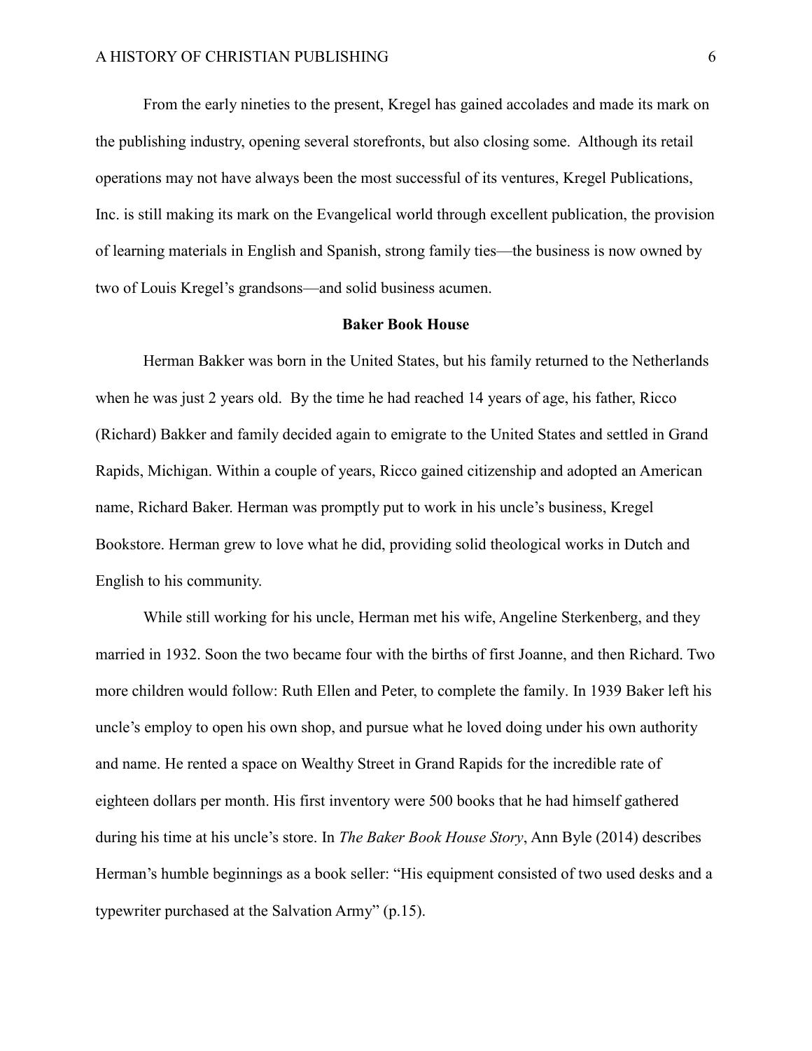From the early nineties to the present, Kregel has gained accolades and made its mark on the publishing industry, opening several storefronts, but also closing some. Although its retail operations may not have always been the most successful of its ventures, Kregel Publications, Inc. is still making its mark on the Evangelical world through excellent publication, the provision of learning materials in English and Spanish, strong family ties—the business is now owned by two of Louis Kregel's grandsons—and solid business acumen.

## Baker Book House

Herman Bakker was born in the United States, but his family returned to the Netherlands when he was just 2 years old. By the time he had reached 14 years of age, his father, Ricco (Richard) Bakker and family decided again to emigrate to the United States and settled in Grand Rapids, Michigan. Within a couple of years, Ricco gained citizenship and adopted an American name, Richard Baker. Herman was promptly put to work in his uncle's business, Kregel Bookstore. Herman grew to love what he did, providing solid theological works in Dutch and English to his community.

While still working for his uncle, Herman met his wife, Angeline Sterkenberg, and they married in 1932. Soon the two became four with the births of first Joanne, and then Richard. Two more children would follow: Ruth Ellen and Peter, to complete the family. In 1939 Baker left his uncle's employ to open his own shop, and pursue what he loved doing under his own authority and name. He rented a space on Wealthy Street in Grand Rapids for the incredible rate of eighteen dollars per month. His first inventory were 500 books that he had himself gathered during his time at his uncle's store. In *The Baker Book House Story*, Ann Byle (2014) describes Herman's humble beginnings as a book seller: "His equipment consisted of two used desks and a typewriter purchased at the Salvation Army" (p.15).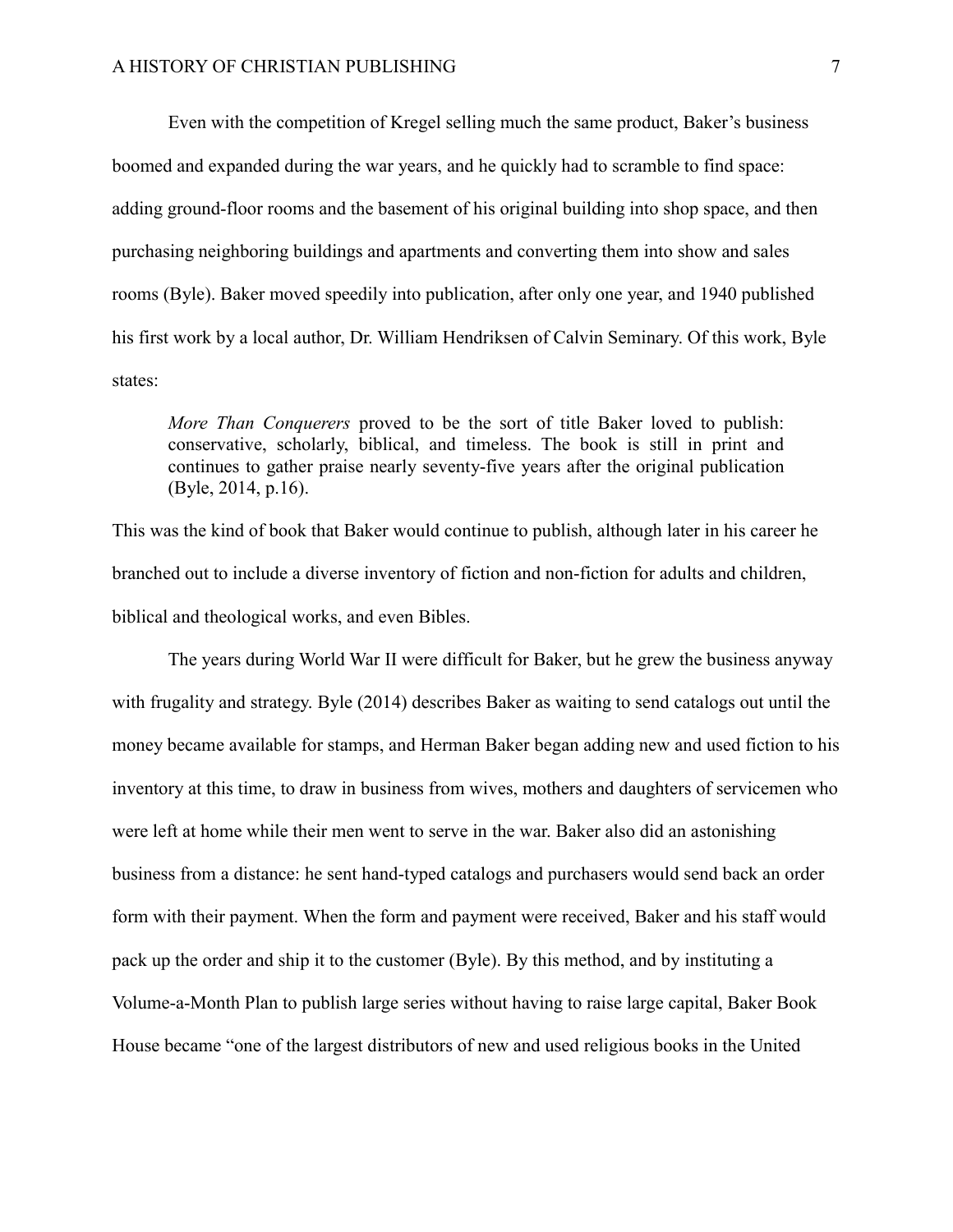Even with the competition of Kregel selling much the same product, Baker's business boomed and expanded during the war years, and he quickly had to scramble to find space: adding ground-floor rooms and the basement of his original building into shop space, and then purchasing neighboring buildings and apartments and converting them into show and sales rooms (Byle). Baker moved speedily into publication, after only one year, and 1940 published his first work by a local author, Dr. William Hendriksen of Calvin Seminary. Of this work, Byle states:

> *More Than Conquerers* proved to be the sort of title Baker loved to publish: conservative, scholarly, biblical, and timeless. The book is still in print and continues to gather praise nearly seventy-five years after the original publication (Byle, 2014, p.16).

This was the kind of book that Baker would continue to publish, although later in his career he branched out to include a diverse inventory of fiction and non-fiction for adults and children, biblical and theological works, and even Bibles.

The years during World War II were difficult for Baker, but he grew the business anyway with frugality and strategy. Byle (2014) describes Baker as waiting to send catalogs out until the money became available for stamps, and Herman Baker began adding new and used fiction to his inventory at this time, to draw in business from wives, mothers and daughters of servicemen who were left at home while their men went to serve in the war. Baker also did an astonishing business from a distance: he sent hand-typed catalogs and purchasers would send back an order form with their payment. When the form and payment were received, Baker and his staff would pack up the order and ship it to the customer (Byle). By this method, and by instituting a Volume-a-Month Plan to publish large series without having to raise large capital, Baker Book House became "one of the largest distributors of new and used religious books in the United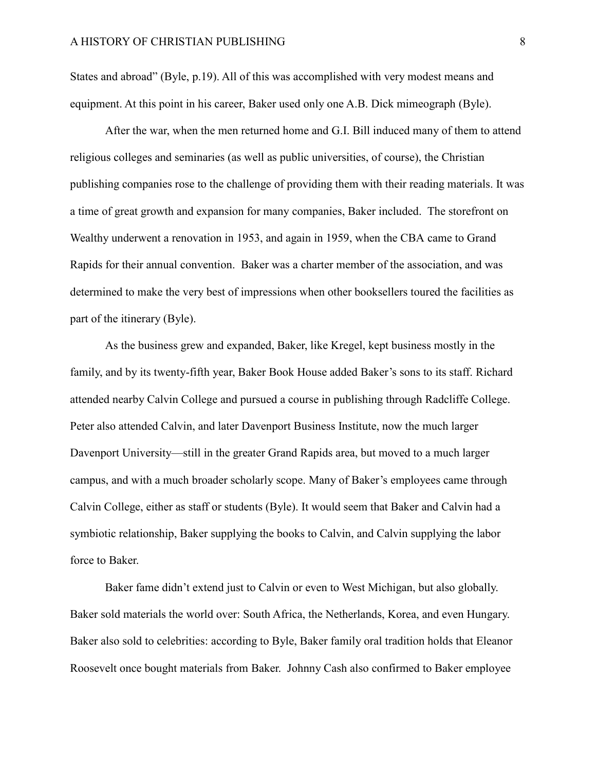States and abroad" (Byle, p.19). All of this was accomplished with very modest means and equipment. At this point in his career, Baker used only one A.B. Dick mimeograph (Byle).

After the war, when the men returned home and G.I. Bill induced many of them to attend religious colleges and seminaries (as well as public universities, of course), the Christian publishing companies rose to the challenge of providing them with their reading materials. It was a time of great growth and expansion for many companies, Baker included. The storefront on Wealthy underwent a renovation in 1953, and again in 1959, when the CBA came to Grand Rapids for their annual convention. Baker was a charter member of the association, and was determined to make the very best of impressions when other booksellers toured the facilities as part of the itinerary (Byle).

As the business grew and expanded, Baker, like Kregel, kept business mostly in the family, and by its twenty-fifth year, Baker Book House added Baker's sons to its staff. Richard attended nearby Calvin College and pursued a course in publishing through Radcliffe College. Peter also attended Calvin, and later Davenport Business Institute, now the much larger Davenport University—still in the greater Grand Rapids area, but moved to a much larger campus, and with a much broader scholarly scope. Many of Baker's employees came through Calvin College, either as staff or students (Byle). It would seem that Baker and Calvin had a symbiotic relationship, Baker supplying the books to Calvin, and Calvin supplying the labor force to Baker.

Baker fame didn't extend just to Calvin or even to West Michigan, but also globally. Baker sold materials the world over: South Africa, the Netherlands, Korea, and even Hungary. Baker also sold to celebrities: according to Byle, Baker family oral tradition holds that Eleanor Roosevelt once bought materials from Baker. Johnny Cash also confirmed to Baker employee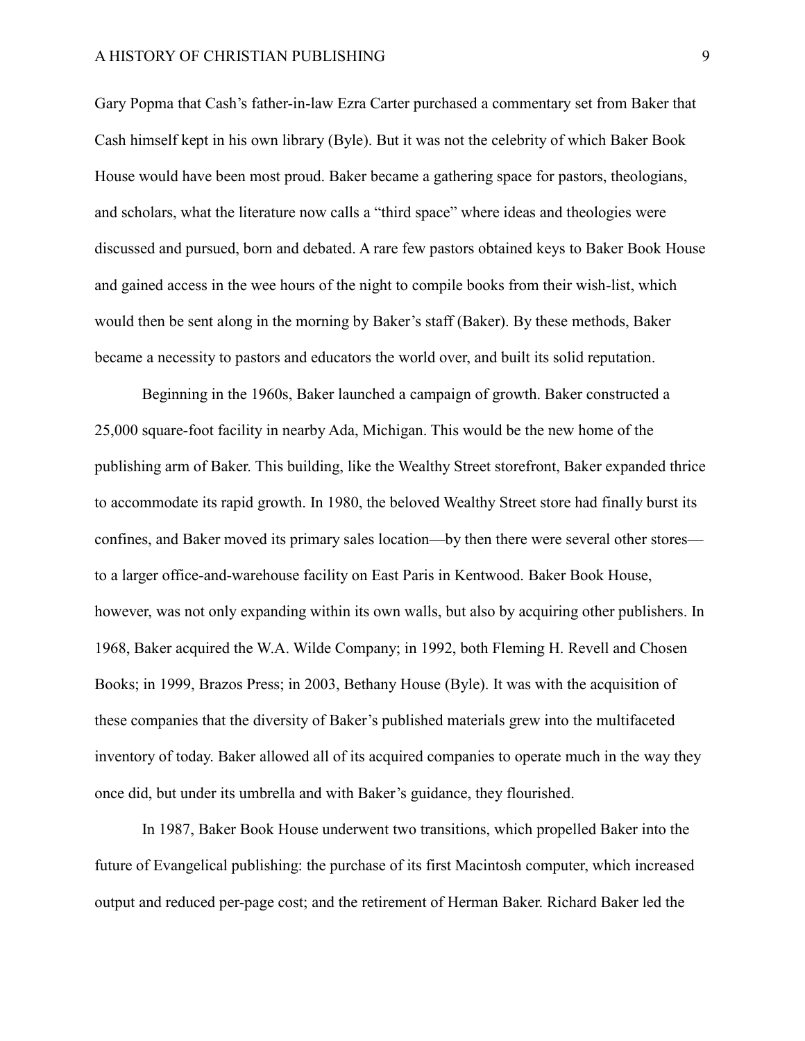Gary Popma that Cash's father-in-law Ezra Carter purchased a commentary set from Baker that Cash himself kept in his own library (Byle). But it was not the celebrity of which Baker Book House would have been most proud. Baker became a gathering space for pastors, theologians, and scholars, what the literature now calls a "third space" where ideas and theologies were discussed and pursued, born and debated. A rare few pastors obtained keys to Baker Book House and gained access in the wee hours of the night to compile books from their wish-list, which would then be sent along in the morning by Baker's staff (Baker). By these methods, Baker became a necessity to pastors and educators the world over, and built its solid reputation.

Beginning in the 1960s, Baker launched a campaign of growth. Baker constructed a 25,000 square-foot facility in nearby Ada, Michigan. This would be the new home of the publishing arm of Baker. This building, like the Wealthy Street storefront, Baker expanded thrice to accommodate its rapid growth. In 1980, the beloved Wealthy Street store had finally burst its confines, and Baker moved its primary sales location—by then there were several other stores—to a larger office-and-warehouse facility on East Paris in Kentwood. Baker Book House, however, was not only expanding within its own walls, but also by acquiring other publishers. In 1968, Baker acquired the W.A. Wilde Company; in 1992, both Fleming H. Revell and Chosen Books; in 1999, Brazos Press; in 2003, Bethany House (Byle). It was with the acquisition of these companies that the diversity of Baker's published materials grew into the multifaceted inventory of today. Baker allowed all of its acquired companies to operate much in the way they once did, but under its umbrella and with Baker's guidance, they flourished.

In 1987, Baker Book House underwent two transitions, which propelled Baker into the future of Evangelical publishing: the purchase of its first Macintosh computer, which increased output and reduced per-page cost; and the retirement of Herman Baker. Richard Baker led the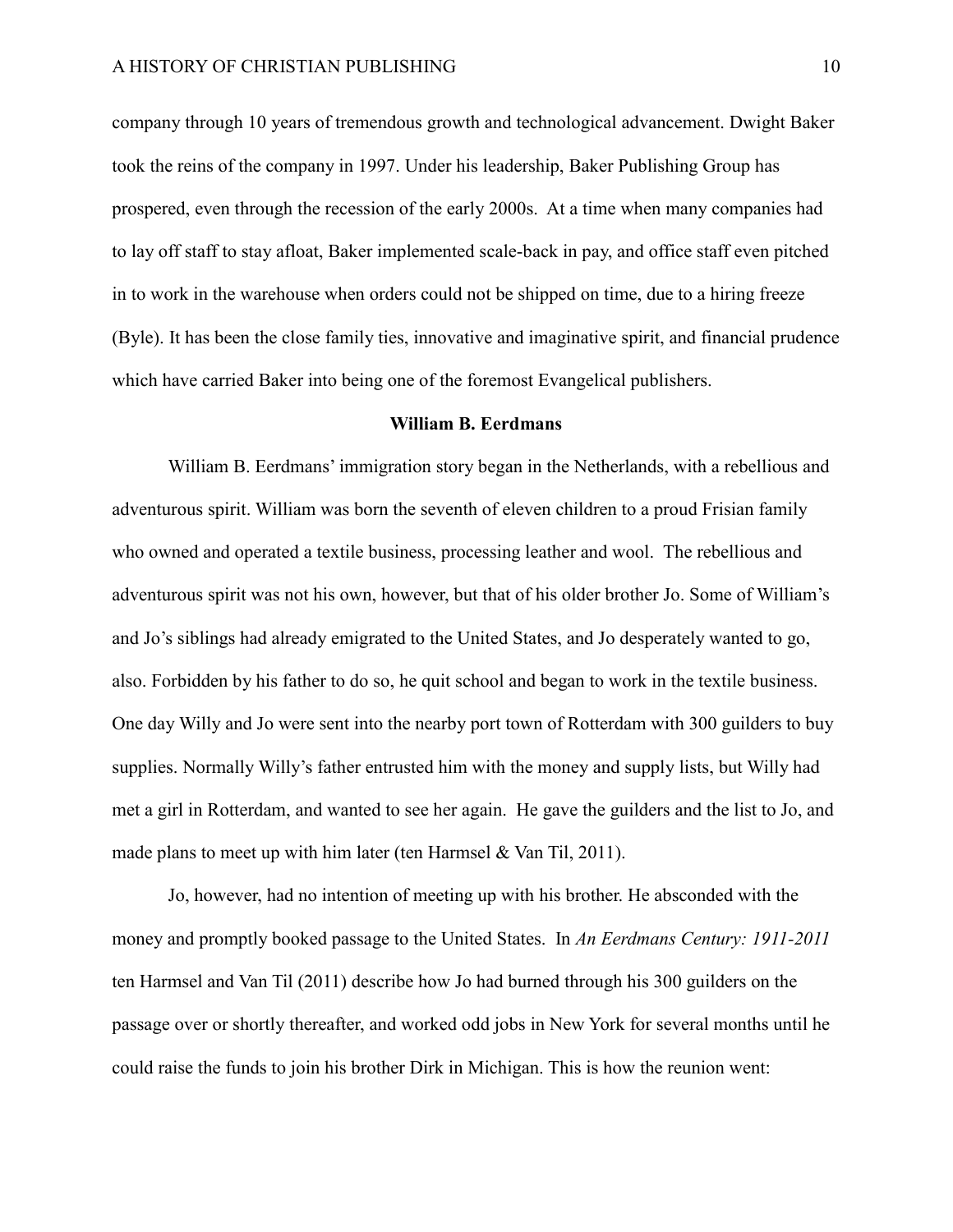company through 10 years of tremendous growth and technological advancement. Dwight Baker took the reins of the company in 1997. Under his leadership, Baker Publishing Group has prospered, even through the recession of the early 2000s. At a time when many companies had to lay off staff to stay afloat, Baker implemented scale-back in pay, and office staff even pitched in to work in the warehouse when orders could not be shipped on time, due to a hiring freeze (Byle). It has been the close family ties, innovative and imaginative spirit, and financial prudence which have carried Baker into being one of the foremost Evangelical publishers.

## William B. Eerdmans

William B. Eerdmans' immigration story began in the Netherlands, with a rebellious and adventurous spirit. William was born the seventh of eleven children to a proud Frisian family who owned and operated a textile business, processing leather and wool. The rebellious and adventurous spirit was not his own, however, but that of his older brother Jo. Some of William's and Jo's siblings had already emigrated to the United States, and Jo desperately wanted to go, also. Forbidden by his father to do so, he quit school and began to work in the textile business. One day Willy and Jo were sent into the nearby port town of Rotterdam with 300 guilders to buy supplies. Normally Willy's father entrusted him with the money and supply lists, but Willy had met a girl in Rotterdam, and wanted to see her again. He gave the guilders and the list to Jo, and made plans to meet up with him later (ten Harmsel & Van Til, 2011).

Jo, however, had no intention of meeting up with his brother. He absconded with the money and promptly booked passage to the United States. In *An Eerdmans Century: 1911-2011* ten Harmsel and Van Til (2011) describe how Jo had burned through his 300 guilders on the passage over or shortly thereafter, and worked odd jobs in New York for several months until he could raise the funds to join his brother Dirk in Michigan. This is how the reunion went: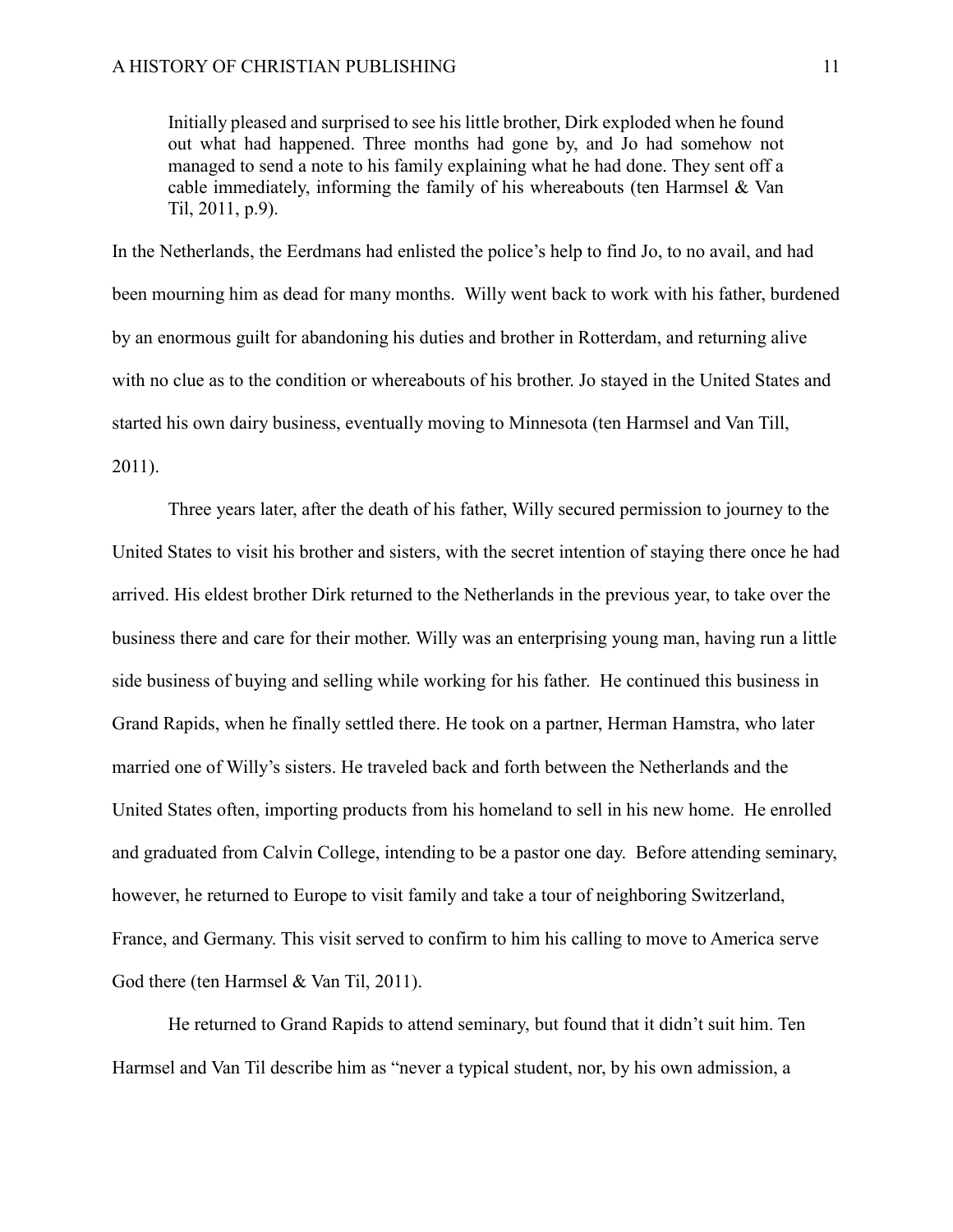> Initially pleased and surprised to see his little brother, Dirk exploded when he found out what had happened. Three months had gone by, and Jo had somehow not managed to send a note to his family explaining what he had done. They sent off a cable immediately, informing the family of his whereabouts (ten Harmsel & Van Til, 2011, p.9).

In the Netherlands, the Eerdmans had enlisted the police's help to find Jo, to no avail, and had been mourning him as dead for many months. Willy went back to work with his father, burdened by an enormous guilt for abandoning his duties and brother in Rotterdam, and returning alive with no clue as to the condition or whereabouts of his brother. Jo stayed in the United States and started his own dairy business, eventually moving to Minnesota (ten Harmsel and Van Till, 2011).

Three years later, after the death of his father, Willy secured permission to journey to the United States to visit his brother and sisters, with the secret intention of staying there once he had arrived. His eldest brother Dirk returned to the Netherlands in the previous year, to take over the business there and care for their mother. Willy was an enterprising young man, having run a little side business of buying and selling while working for his father. He continued this business in Grand Rapids, when he finally settled there. He took on a partner, Herman Hamstra, who later married one of Willy's sisters. He traveled back and forth between the Netherlands and the United States often, importing products from his homeland to sell in his new home. He enrolled and graduated from Calvin College, intending to be a pastor one day. Before attending seminary, however, he returned to Europe to visit family and take a tour of neighboring Switzerland, France, and Germany. This visit served to confirm to him his calling to move to America serve God there (ten Harmsel & Van Til, 2011).

He returned to Grand Rapids to attend seminary, but found that it didn't suit him. Ten Harmsel and Van Til describe him as "never a typical student, nor, by his own admission, a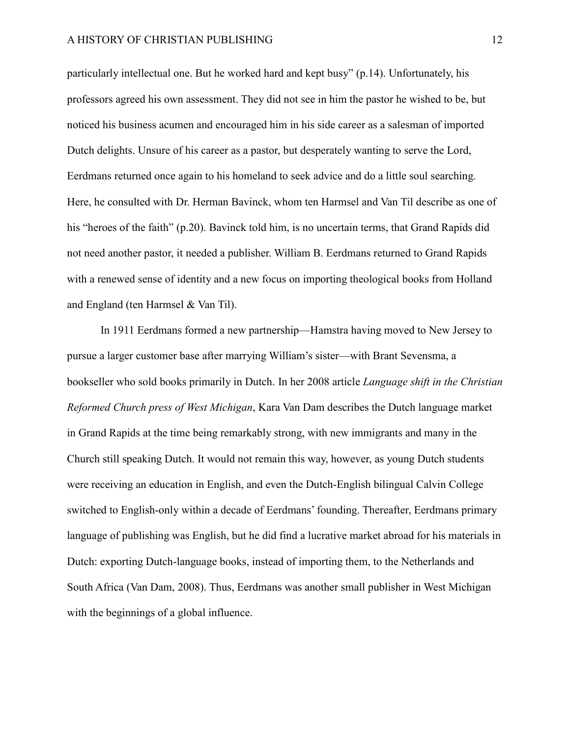particularly intellectual one. But he worked hard and kept busy" (p.14). Unfortunately, his professors agreed his own assessment. They did not see in him the pastor he wished to be, but noticed his business acumen and encouraged him in his side career as a salesman of imported Dutch delights. Unsure of his career as a pastor, but desperately wanting to serve the Lord, Eerdmans returned once again to his homeland to seek advice and do a little soul searching. Here, he consulted with Dr. Herman Bavinck, whom ten Harmsel and Van Til describe as one of his "heroes of the faith" (p.20). Bavinck told him, is no uncertain terms, that Grand Rapids did not need another pastor, it needed a publisher. William B. Eerdmans returned to Grand Rapids with a renewed sense of identity and a new focus on importing theological books from Holland and England (ten Harmsel & Van Til).

In 1911 Eerdmans formed a new partnership—Hamstra having moved to New Jersey to pursue a larger customer base after marrying William's sister—with Brant Sevensma, a bookseller who sold books primarily in Dutch. In her 2008 article *Language shift in the Christian Reformed Church press of West Michigan*, Kara Van Dam describes the Dutch language market in Grand Rapids at the time being remarkably strong, with new immigrants and many in the Church still speaking Dutch. It would not remain this way, however, as young Dutch students were receiving an education in English, and even the Dutch-English bilingual Calvin College switched to English-only within a decade of Eerdmans' founding. Thereafter, Eerdmans primary language of publishing was English, but he did find a lucrative market abroad for his materials in Dutch: exporting Dutch-language books, instead of importing them, to the Netherlands and South Africa (Van Dam, 2008). Thus, Eerdmans was another small publisher in West Michigan with the beginnings of a global influence.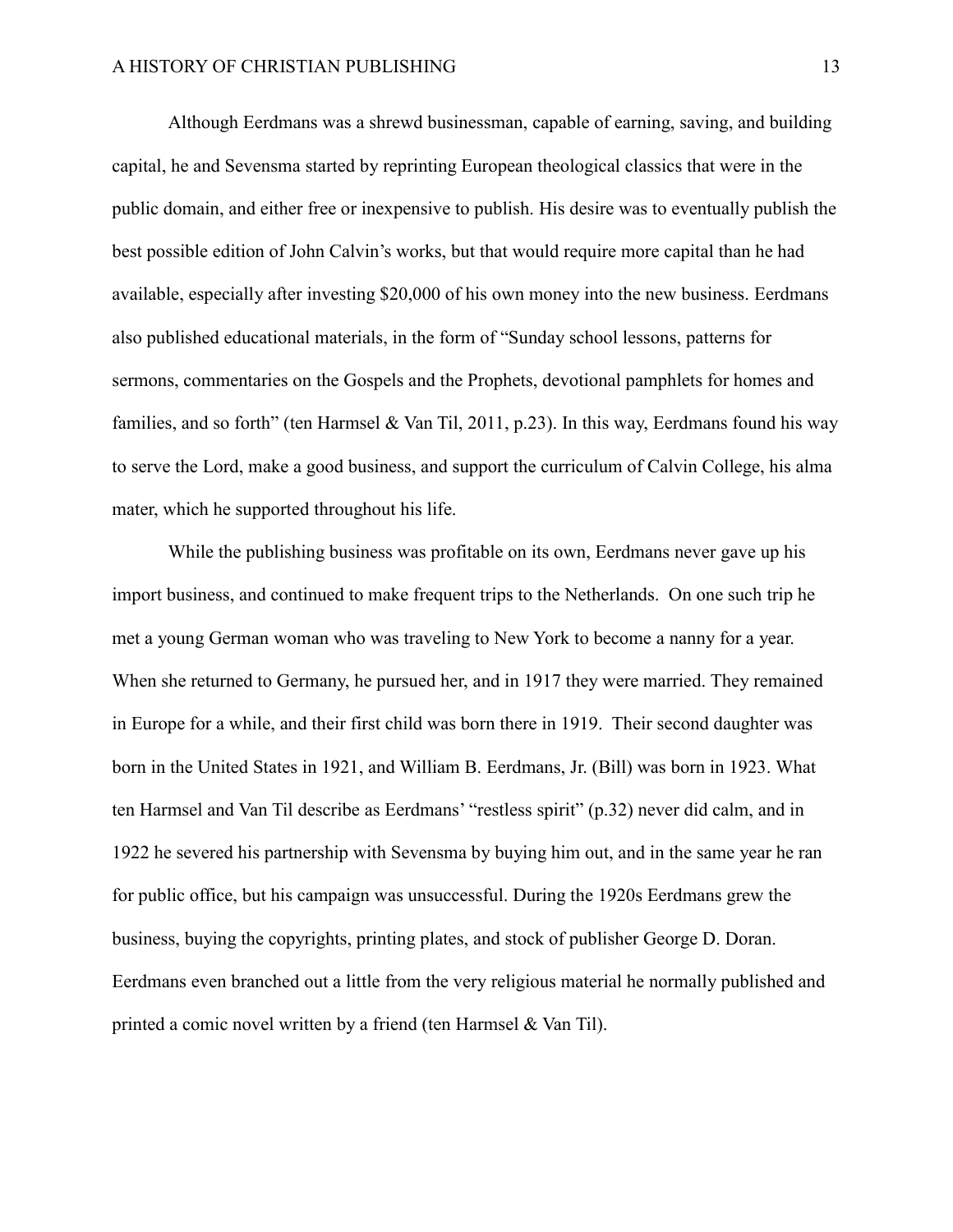Although Eerdmans was a shrewd businessman, capable of earning, saving, and building capital, he and Sevensma started by reprinting European theological classics that were in the public domain, and either free or inexpensive to publish. His desire was to eventually publish the best possible edition of John Calvin's works, but that would require more capital than he had available, especially after investing $20,000 of his own money into the new business. Eerdmans also published educational materials, in the form of "Sunday school lessons, patterns for sermons, commentaries on the Gospels and the Prophets, devotional pamphlets for homes and families, and so forth" (ten Harmsel & Van Til, 2011, p.23). In this way, Eerdmans found his way to serve the Lord, make a good business, and support the curriculum of Calvin College, his alma mater, which he supported throughout his life.

While the publishing business was profitable on its own, Eerdmans never gave up his import business, and continued to make frequent trips to the Netherlands.  On one such trip he met a young German woman who was traveling to New York to become a nanny for a year. When she returned to Germany, he pursued her, and in 1917 they were married. They remained in Europe for a while, and their first child was born there in 1919.  Their second daughter was born in the United States in 1921, and William B. Eerdmans, Jr. (Bill) was born in 1923. What ten Harmsel and Van Til describe as Eerdmans' "restless spirit" (p.32) never did calm, and in 1922 he severed his partnership with Sevensma by buying him out, and in the same year he ran for public office, but his campaign was unsuccessful. During the 1920s Eerdmans grew the business, buying the copyrights, printing plates, and stock of publisher George D. Doran. Eerdmans even branched out a little from the very religious material he normally published and printed a comic novel written by a friend (ten Harmsel & Van Til).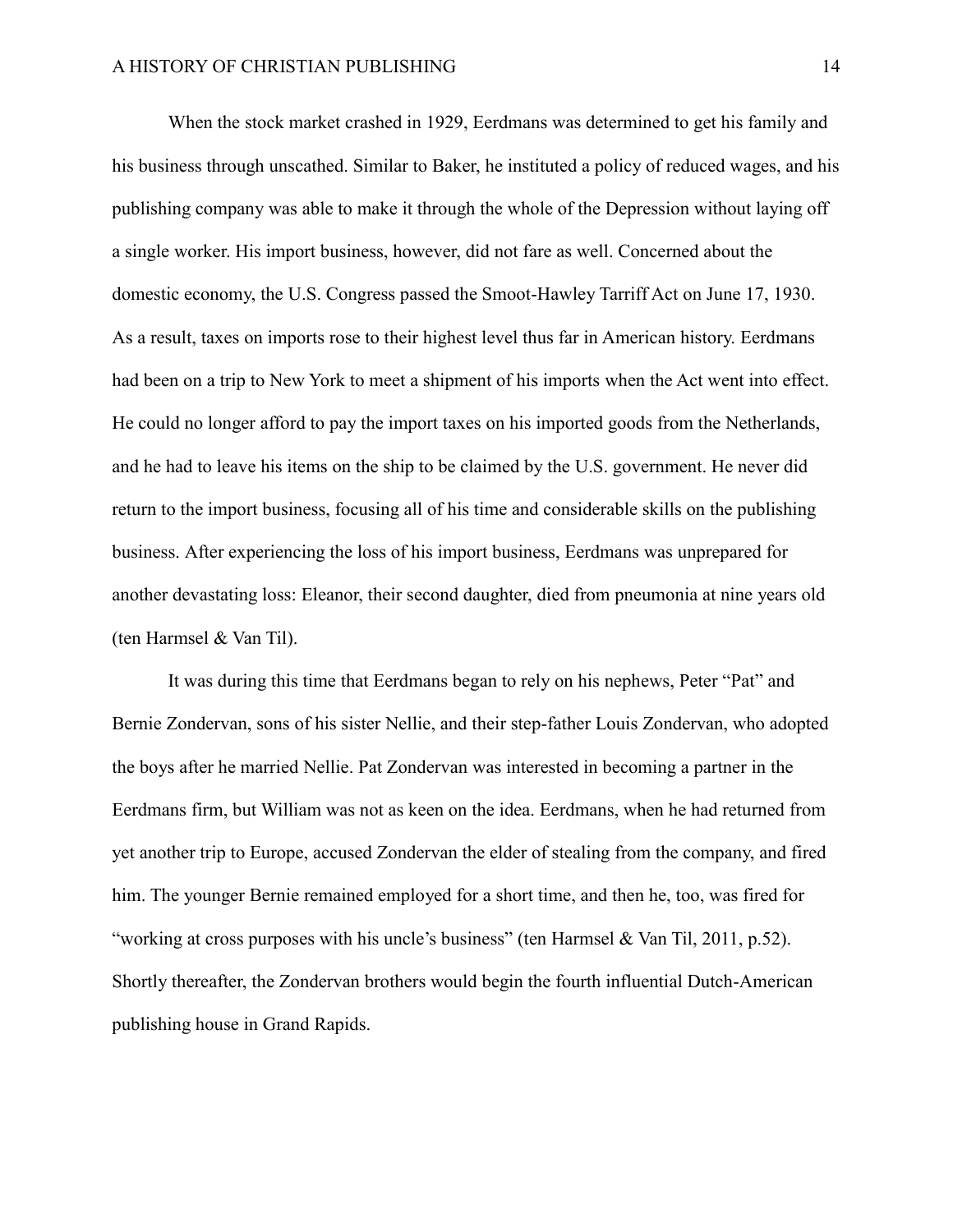When the stock market crashed in 1929, Eerdmans was determined to get his family and his business through unscathed. Similar to Baker, he instituted a policy of reduced wages, and his publishing company was able to make it through the whole of the Depression without laying off a single worker. His import business, however, did not fare as well. Concerned about the domestic economy, the U.S. Congress passed the Smoot-Hawley Tarriff Act on June 17, 1930. As a result, taxes on imports rose to their highest level thus far in American history. Eerdmans had been on a trip to New York to meet a shipment of his imports when the Act went into effect. He could no longer afford to pay the import taxes on his imported goods from the Netherlands, and he had to leave his items on the ship to be claimed by the U.S. government. He never did return to the import business, focusing all of his time and considerable skills on the publishing business. After experiencing the loss of his import business, Eerdmans was unprepared for another devastating loss: Eleanor, their second daughter, died from pneumonia at nine years old (ten Harmsel & Van Til).

It was during this time that Eerdmans began to rely on his nephews, Peter "Pat" and Bernie Zondervan, sons of his sister Nellie, and their step-father Louis Zondervan, who adopted the boys after he married Nellie. Pat Zondervan was interested in becoming a partner in the Eerdmans firm, but William was not as keen on the idea. Eerdmans, when he had returned from yet another trip to Europe, accused Zondervan the elder of stealing from the company, and fired him. The younger Bernie remained employed for a short time, and then he, too, was fired for "working at cross purposes with his uncle's business" (ten Harmsel & Van Til, 2011, p.52). Shortly thereafter, the Zondervan brothers would begin the fourth influential Dutch-American publishing house in Grand Rapids.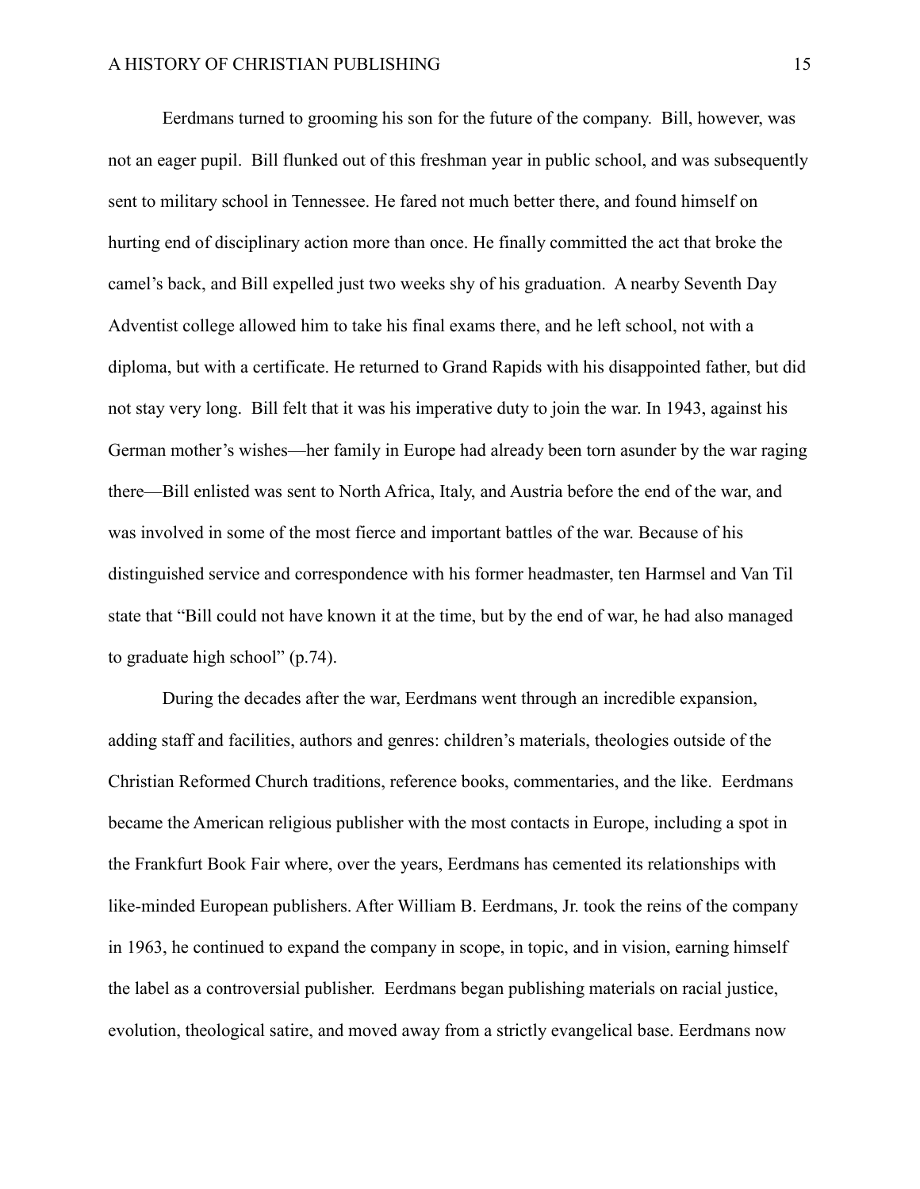Eerdmans turned to grooming his son for the future of the company. Bill, however, was not an eager pupil. Bill flunked out of this freshman year in public school, and was subsequently sent to military school in Tennessee. He fared not much better there, and found himself on hurting end of disciplinary action more than once. He finally committed the act that broke the camel's back, and Bill expelled just two weeks shy of his graduation. A nearby Seventh Day Adventist college allowed him to take his final exams there, and he left school, not with a diploma, but with a certificate. He returned to Grand Rapids with his disappointed father, but did not stay very long. Bill felt that it was his imperative duty to join the war. In 1943, against his German mother's wishes—her family in Europe had already been torn asunder by the war raging there—Bill enlisted was sent to North Africa, Italy, and Austria before the end of the war, and was involved in some of the most fierce and important battles of the war. Because of his distinguished service and correspondence with his former headmaster, ten Harmsel and Van Til state that "Bill could not have known it at the time, but by the end of war, he had also managed to graduate high school" (p.74).

During the decades after the war, Eerdmans went through an incredible expansion, adding staff and facilities, authors and genres: children's materials, theologies outside of the Christian Reformed Church traditions, reference books, commentaries, and the like. Eerdmans became the American religious publisher with the most contacts in Europe, including a spot in the Frankfurt Book Fair where, over the years, Eerdmans has cemented its relationships with like-minded European publishers. After William B. Eerdmans, Jr. took the reins of the company in 1963, he continued to expand the company in scope, in topic, and in vision, earning himself the label as a controversial publisher. Eerdmans began publishing materials on racial justice, evolution, theological satire, and moved away from a strictly evangelical base. Eerdmans now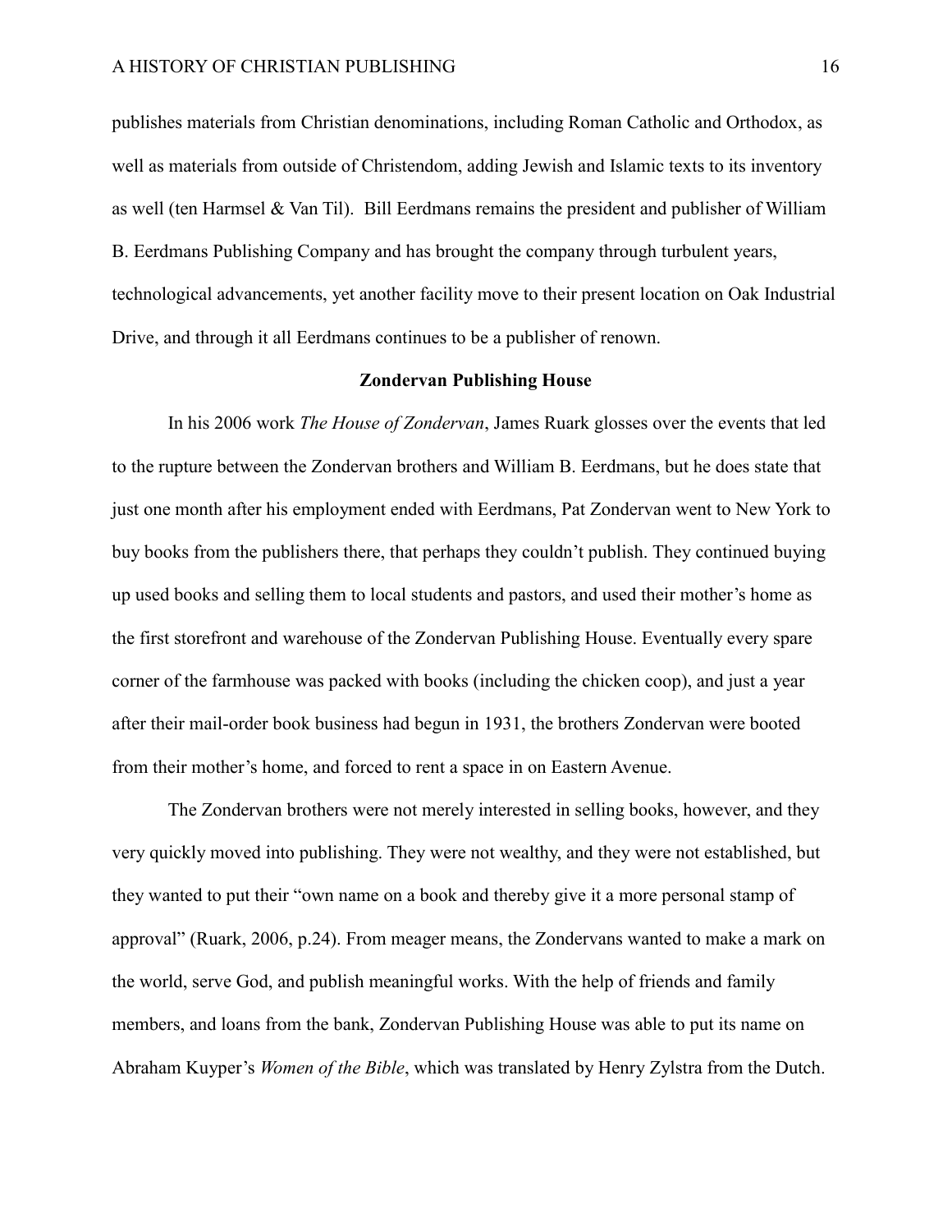publishes materials from Christian denominations, including Roman Catholic and Orthodox, as well as materials from outside of Christendom, adding Jewish and Islamic texts to its inventory as well (ten Harmsel & Van Til). Bill Eerdmans remains the president and publisher of William B. Eerdmans Publishing Company and has brought the company through turbulent years, technological advancements, yet another facility move to their present location on Oak Industrial Drive, and through it all Eerdmans continues to be a publisher of renown.

## Zondervan Publishing House

In his 2006 work *The House of Zondervan*, James Ruark glosses over the events that led to the rupture between the Zondervan brothers and William B. Eerdmans, but he does state that just one month after his employment ended with Eerdmans, Pat Zondervan went to New York to buy books from the publishers there, that perhaps they couldn't publish. They continued buying up used books and selling them to local students and pastors, and used their mother's home as the first storefront and warehouse of the Zondervan Publishing House. Eventually every spare corner of the farmhouse was packed with books (including the chicken coop), and just a year after their mail-order book business had begun in 1931, the brothers Zondervan were booted from their mother's home, and forced to rent a space in on Eastern Avenue.

The Zondervan brothers were not merely interested in selling books, however, and they very quickly moved into publishing. They were not wealthy, and they were not established, but they wanted to put their "own name on a book and thereby give it a more personal stamp of approval" (Ruark, 2006, p.24). From meager means, the Zondervans wanted to make a mark on the world, serve God, and publish meaningful works. With the help of friends and family members, and loans from the bank, Zondervan Publishing House was able to put its name on Abraham Kuyper's *Women of the Bible*, which was translated by Henry Zylstra from the Dutch.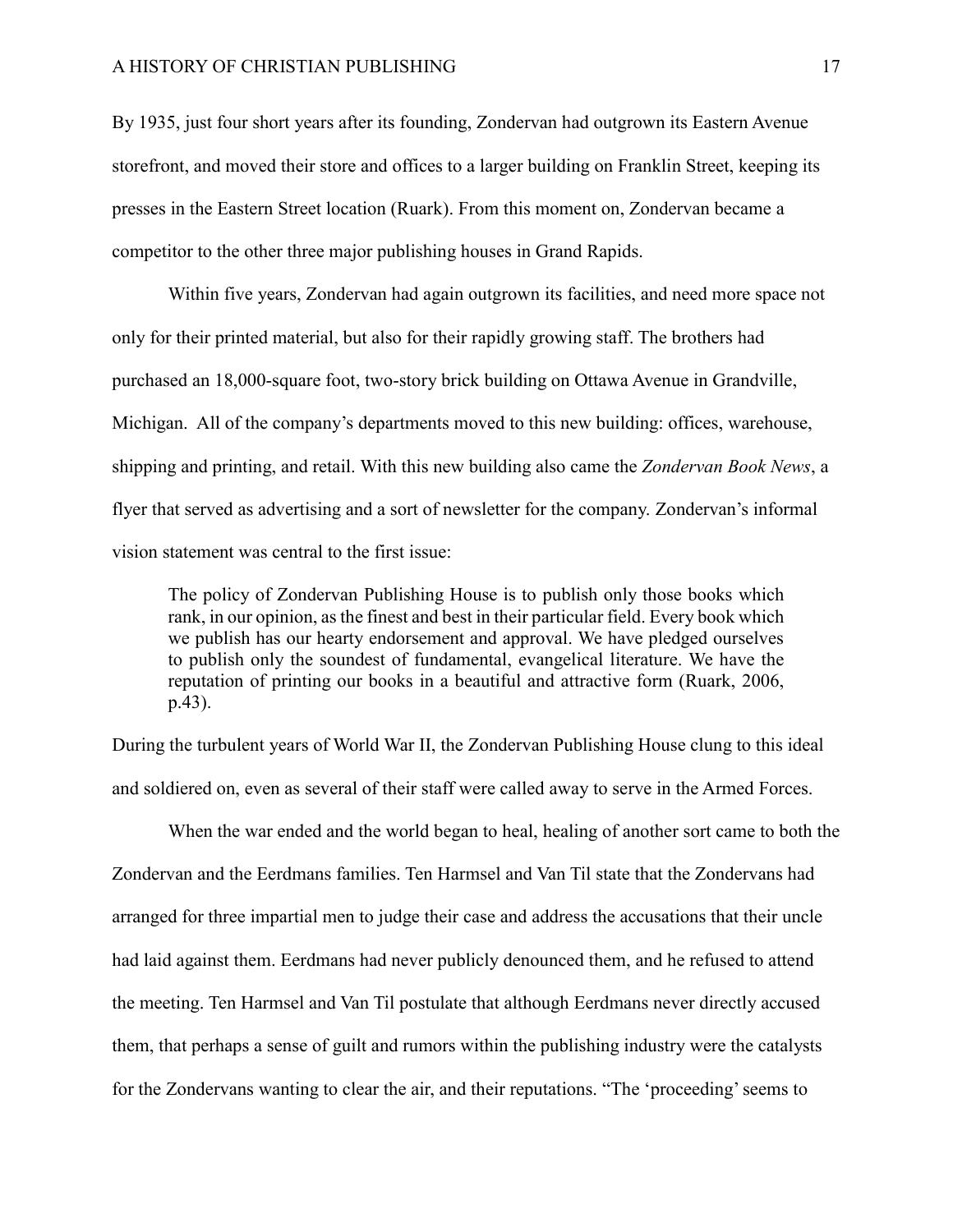By 1935, just four short years after its founding, Zondervan had outgrown its Eastern Avenue storefront, and moved their store and offices to a larger building on Franklin Street, keeping its presses in the Eastern Street location (Ruark). From this moment on, Zondervan became a competitor to the other three major publishing houses in Grand Rapids.

Within five years, Zondervan had again outgrown its facilities, and need more space not only for their printed material, but also for their rapidly growing staff. The brothers had purchased an 18,000-square foot, two-story brick building on Ottawa Avenue in Grandville, Michigan. All of the company's departments moved to this new building: offices, warehouse, shipping and printing, and retail. With this new building also came the *Zondervan Book News*, a flyer that served as advertising and a sort of newsletter for the company. Zondervan's informal vision statement was central to the first issue:

> The policy of Zondervan Publishing House is to publish only those books which rank, in our opinion, as the finest and best in their particular field. Every book which we publish has our hearty endorsement and approval. We have pledged ourselves to publish only the soundest of fundamental, evangelical literature. We have the reputation of printing our books in a beautiful and attractive form (Ruark, 2006, p.43).

During the turbulent years of World War II, the Zondervan Publishing House clung to this ideal and soldiered on, even as several of their staff were called away to serve in the Armed Forces.

When the war ended and the world began to heal, healing of another sort came to both the Zondervan and the Eerdmans families. Ten Harmsel and Van Til state that the Zondervans had arranged for three impartial men to judge their case and address the accusations that their uncle had laid against them. Eerdmans had never publicly denounced them, and he refused to attend the meeting. Ten Harmsel and Van Til postulate that although Eerdmans never directly accused them, that perhaps a sense of guilt and rumors within the publishing industry were the catalysts for the Zondervans wanting to clear the air, and their reputations. "The 'proceeding' seems to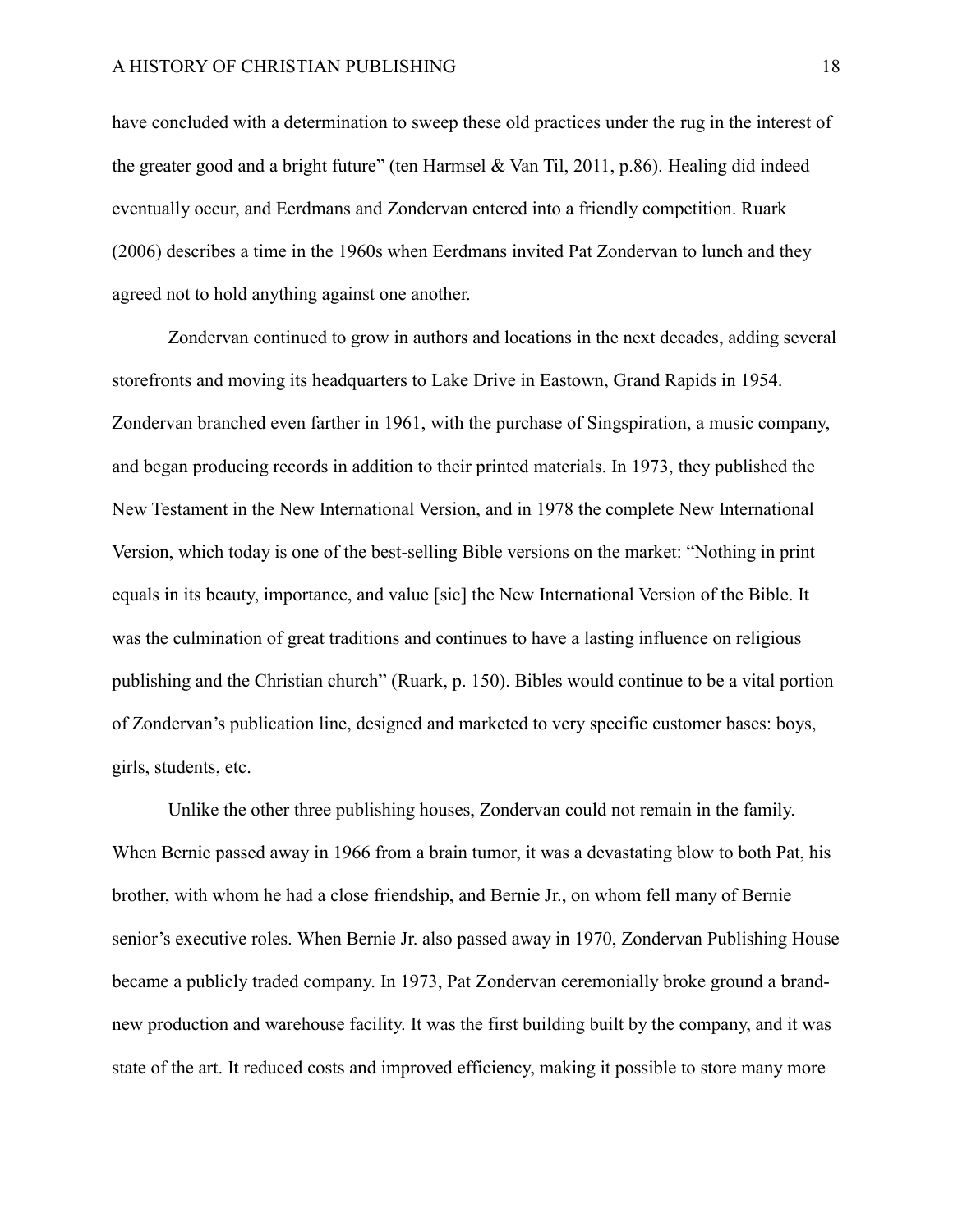have concluded with a determination to sweep these old practices under the rug in the interest of the greater good and a bright future" (ten Harmsel & Van Til, 2011, p.86). Healing did indeed eventually occur, and Eerdmans and Zondervan entered into a friendly competition. Ruark (2006) describes a time in the 1960s when Eerdmans invited Pat Zondervan to lunch and they agreed not to hold anything against one another.

Zondervan continued to grow in authors and locations in the next decades, adding several storefronts and moving its headquarters to Lake Drive in Eastown, Grand Rapids in 1954. Zondervan branched even farther in 1961, with the purchase of Singspiration, a music company, and began producing records in addition to their printed materials. In 1973, they published the New Testament in the New International Version, and in 1978 the complete New International Version, which today is one of the best-selling Bible versions on the market: "Nothing in print equals in its beauty, importance, and value [sic] the New International Version of the Bible. It was the culmination of great traditions and continues to have a lasting influence on religious publishing and the Christian church" (Ruark, p. 150). Bibles would continue to be a vital portion of Zondervan's publication line, designed and marketed to very specific customer bases: boys, girls, students, etc.

Unlike the other three publishing houses, Zondervan could not remain in the family. When Bernie passed away in 1966 from a brain tumor, it was a devastating blow to both Pat, his brother, with whom he had a close friendship, and Bernie Jr., on whom fell many of Bernie senior's executive roles. When Bernie Jr. also passed away in 1970, Zondervan Publishing House became a publicly traded company. In 1973, Pat Zondervan ceremonially broke ground a brand-new production and warehouse facility. It was the first building built by the company, and it was state of the art. It reduced costs and improved efficiency, making it possible to store many more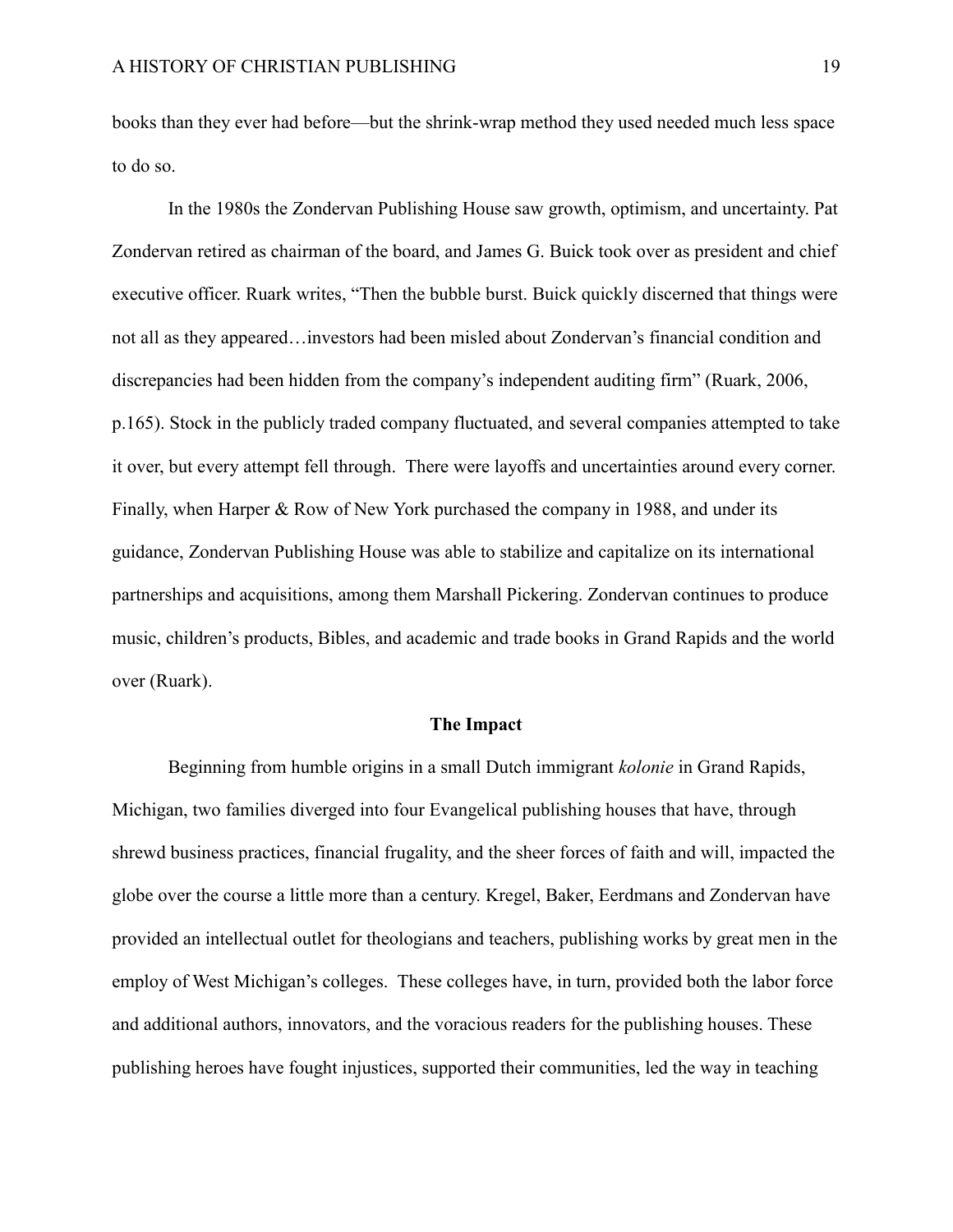books than they ever had before—but the shrink-wrap method they used needed much less space to do so.

In the 1980s the Zondervan Publishing House saw growth, optimism, and uncertainty. Pat Zondervan retired as chairman of the board, and James G. Buick took over as president and chief executive officer. Ruark writes, "Then the bubble burst. Buick quickly discerned that things were not all as they appeared…investors had been misled about Zondervan's financial condition and discrepancies had been hidden from the company's independent auditing firm" (Ruark, 2006, p.165). Stock in the publicly traded company fluctuated, and several companies attempted to take it over, but every attempt fell through. There were layoffs and uncertainties around every corner. Finally, when Harper & Row of New York purchased the company in 1988, and under its guidance, Zondervan Publishing House was able to stabilize and capitalize on its international partnerships and acquisitions, among them Marshall Pickering. Zondervan continues to produce music, children's products, Bibles, and academic and trade books in Grand Rapids and the world over (Ruark).

## The Impact

Beginning from humble origins in a small Dutch immigrant *kolonie* in Grand Rapids, Michigan, two families diverged into four Evangelical publishing houses that have, through shrewd business practices, financial frugality, and the sheer forces of faith and will, impacted the globe over the course a little more than a century. Kregel, Baker, Eerdmans and Zondervan have provided an intellectual outlet for theologians and teachers, publishing works by great men in the employ of West Michigan's colleges. These colleges have, in turn, provided both the labor force and additional authors, innovators, and the voracious readers for the publishing houses. These publishing heroes have fought injustices, supported their communities, led the way in teaching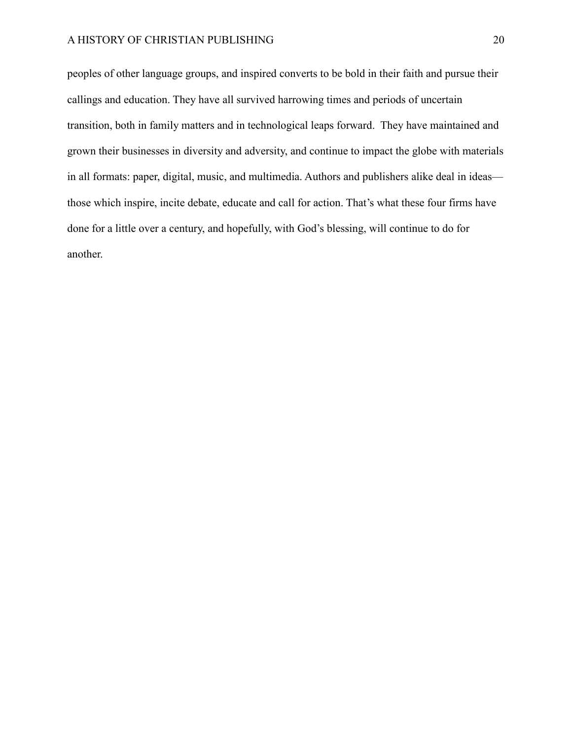peoples of other language groups, and inspired converts to be bold in their faith and pursue their callings and education. They have all survived harrowing times and periods of uncertain transition, both in family matters and in technological leaps forward. They have maintained and grown their businesses in diversity and adversity, and continue to impact the globe with materials in all formats: paper, digital, music, and multimedia. Authors and publishers alike deal in ideas—those which inspire, incite debate, educate and call for action. That's what these four firms have done for a little over a century, and hopefully, with God's blessing, will continue to do for another.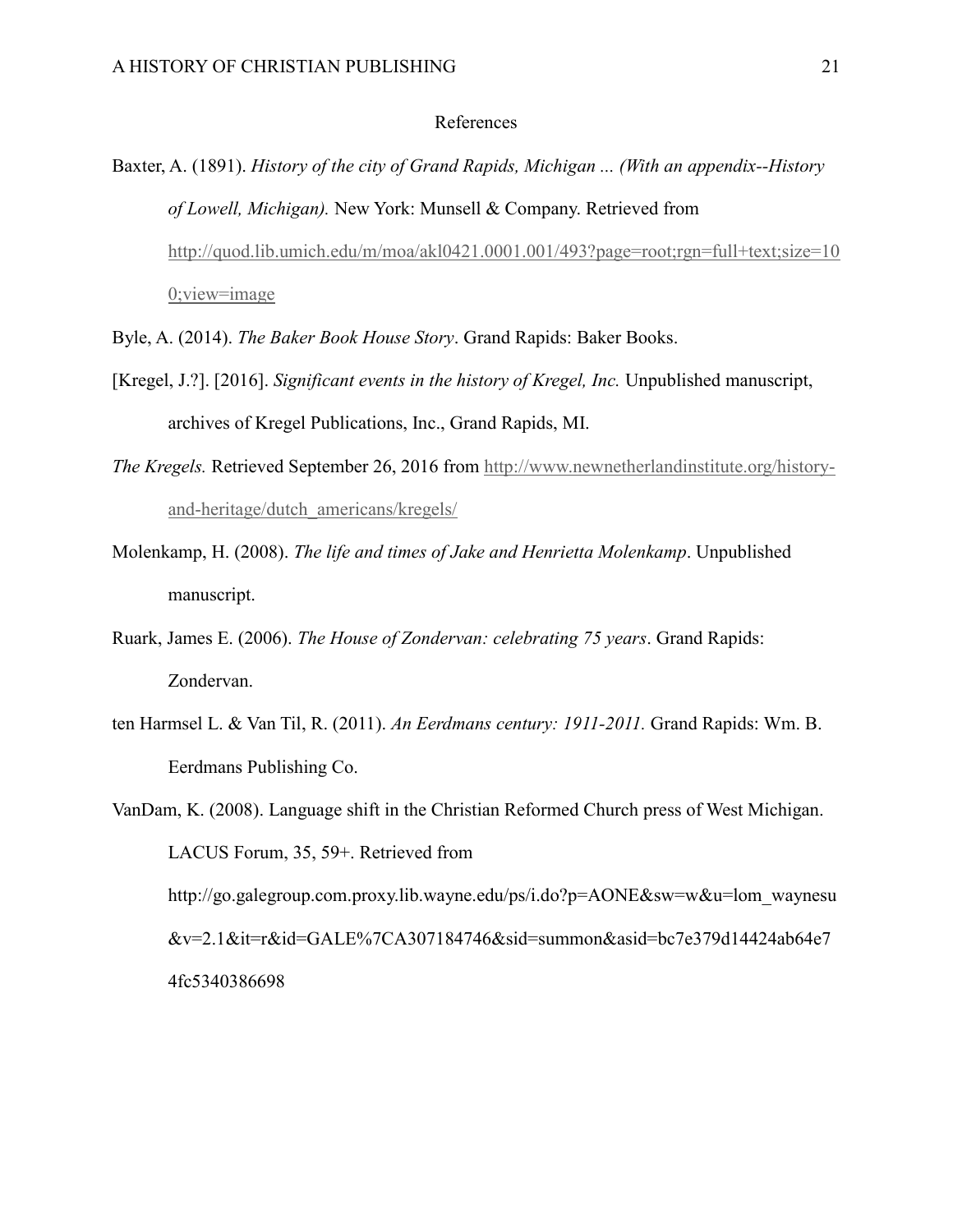# References

Baxter, A. (1891). *History of the city of Grand Rapids, Michigan ... (With an appendix--History of Lowell, Michigan).* New York: Munsell & Company. Retrieved from http://quod.lib.umich.edu/m/moa/akl0421.0001.001/493?page=root;rgn=full+text;size=100;view=image

Byle, A. (2014). *The Baker Book House Story*. Grand Rapids: Baker Books.

[Kregel, J.?]. [2016]. *Significant events in the history of Kregel, Inc.* Unpublished manuscript, archives of Kregel Publications, Inc., Grand Rapids, MI.

*The Kregels.* Retrieved September 26, 2016 from http://www.newnetherlandinstitute.org/history-and-heritage/dutch_americans/kregels/

Molenkamp, H. (2008). *The life and times of Jake and Henrietta Molenkamp*. Unpublished manuscript.

Ruark, James E. (2006). *The House of Zondervan: celebrating 75 years*. Grand Rapids: Zondervan.

ten Harmsel L. & Van Til, R. (2011). *An Eerdmans century: 1911-2011.* Grand Rapids: Wm. B. Eerdmans Publishing Co.

VanDam, K. (2008). Language shift in the Christian Reformed Church press of West Michigan. LACUS Forum, 35, 59+. Retrieved from http://go.galegroup.com.proxy.lib.wayne.edu/ps/i.do?p=AONE&sw=w&u=lom_waynesu&v=2.1&it=r&id=GALE%7CA307184746&sid=summon&asid=bc7e379d14424ab64e74fc5340386698